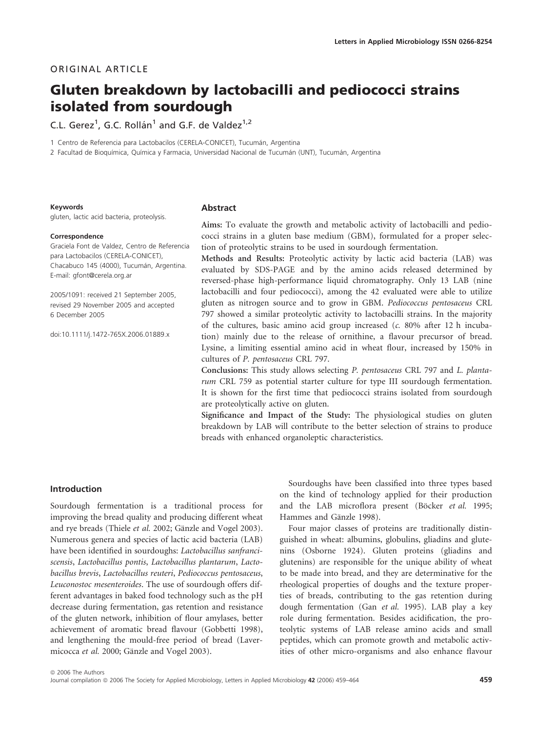ORIGINAL ARTICLE

# Gluten breakdown by lactobacilli and pediococci strains isolated from sourdough

C.L. Gerez[1], G.C. Rollán[1] and G.F. de Valdez[1,2]

1 Centro de Referencia para Lactobacilos (CERELA-CONICET), Tucumán, Argentina

2 Facultad de Bioquímica, Química y Farmacia, Universidad Nacional de Tucumán (UNT), Tucumán, Argentina

**Keywords**

gluten, lactic acid bacteria, proteolysis.

**Correspondence**

Graciela Font de Valdez, Centro de Referencia para Lactobacilos (CERELA-CONICET), Chacabuco 145 (4000), Tucumán, Argentina. E-mail: gfont@cerela.org.ar

2005/1091: received 21 September 2005, revised 29 November 2005 and accepted 6 December 2005

doi:10.1111/j.1472-765X.2006.01889.x

## Abstract

**Aims:** To evaluate the growth and metabolic activity of lactobacilli and pediococci strains in a gluten base medium (GBM), formulated for a proper selection of proteolytic strains to be used in sourdough fermentation.

**Methods and Results:** Proteolytic activity by lactic acid bacteria (LAB) was evaluated by SDS-PAGE and by the amino acids released determined by reversed-phase high-performance liquid chromatography. Only 13 LAB (nine lactobacilli and four pediococci), among the 42 evaluated were able to utilize gluten as nitrogen source and to grow in GBM. *Pediococcus pentosaceus* CRL 797 showed a similar proteolytic activity to lactobacilli strains. In the majority of the cultures, basic amino acid group increased (*c.* 80% after 12 h incubation) mainly due to the release of ornithine, a flavour precursor of bread. Lysine, a limiting essential amino acid in wheat flour, increased by 150% in cultures of *P. pentosaceus* CRL 797.

**Conclusions:** This study allows selecting *P. pentosaceus* CRL 797 and *L. plantarum* CRL 759 as potential starter culture for type III sourdough fermentation. It is shown for the first time that pediococci strains isolated from sourdough are proteolytically active on gluten.

**Significance and Impact of the Study:** The physiological studies on gluten breakdown by LAB will contribute to the better selection of strains to produce breads with enhanced organoleptic characteristics.

## Introduction

Sourdough fermentation is a traditional process for improving the bread quality and producing different wheat and rye breads (Thiele *et al.* 2002; Gänzle and Vogel 2003). Numerous genera and species of lactic acid bacteria (LAB) have been identified in sourdoughs: *Lactobacillus sanfranciscensis*, *Lactobacillus pontis*, *Lactobacillus plantarum*, *Lactobacillus brevis*, *Lactobacillus reuteri*, *Pediococcus pentosaceus*, *Leuconostoc mesenteroides*. The use of sourdough offers different advantages in baked food technology such as the pH decrease during fermentation, gas retention and resistance of the gluten network, inhibition of flour amylases, better achievement of aromatic bread flavour (Gobbetti 1998), and lengthening the mould-free period of bread (Lavermicocca *et al.* 2000; Gänzle and Vogel 2003).

Sourdoughs have been classified into three types based on the kind of technology applied for their production and the LAB microflora present (Böcker *et al.* 1995; Hammes and Gänzle 1998).

Four major classes of proteins are traditionally distinguished in wheat: albumins, globulins, gliadins and glutenins (Osborne 1924). Gluten proteins (gliadins and glutenins) are responsible for the unique ability of wheat to be made into bread, and they are determinative for the rheological properties of doughs and the texture properties of breads, contributing to the gas retention during dough fermentation (Gan *et al.* 1995). LAB play a key role during fermentation. Besides acidification, the proteolytic systems of LAB release amino acids and small peptides, which can promote growth and metabolic activities of other micro-organisms and also enhance flavour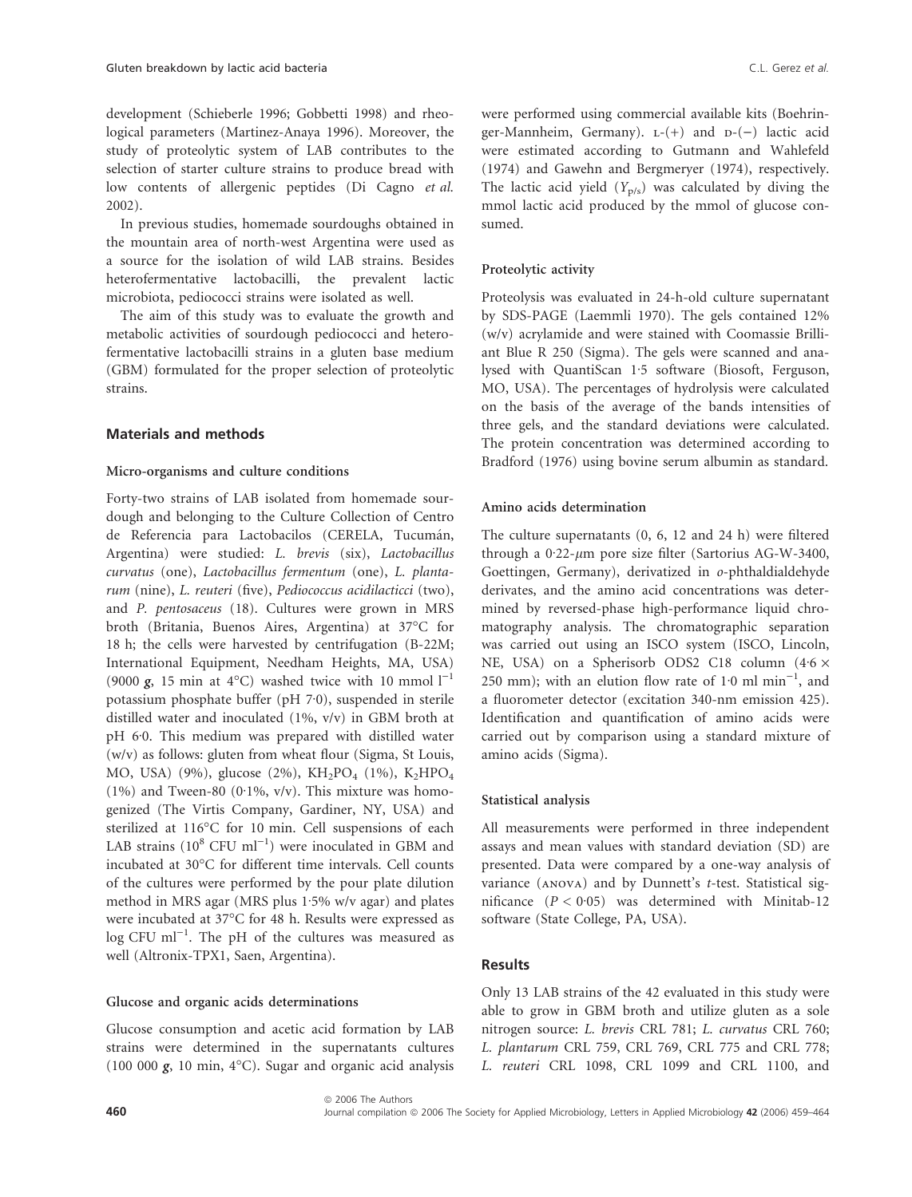development (Schieberle 1996; Gobbetti 1998) and rheological parameters (Martinez-Anaya 1996). Moreover, the study of proteolytic system of LAB contributes to the selection of starter culture strains to produce bread with low contents of allergenic peptides (Di Cagno *et al.* 2002).

In previous studies, homemade sourdoughs obtained in the mountain area of north-west Argentina were used as a source for the isolation of wild LAB strains. Besides heterofermentative lactobacilli, the prevalent lactic microbiota, pediococci strains were isolated as well.

The aim of this study was to evaluate the growth and metabolic activities of sourdough pediococci and heterofermentative lactobacilli strains in a gluten base medium (GBM) formulated for the proper selection of proteolytic strains.

## Materials and methods

### Micro-organisms and culture conditions

Forty-two strains of LAB isolated from homemade sourdough and belonging to the Culture Collection of Centro de Referencia para Lactobacilos (CERELA, Tucumán, Argentina) were studied: *L. brevis* (six), *Lactobacillus curvatus* (one), *Lactobacillus fermentum* (one), *L. plantarum* (nine), *L. reuteri* (five), *Pediococcus acidilacticci* (two), and *P. pentosaceus* (18). Cultures were grown in MRS broth (Britania, Buenos Aires, Argentina) at 37°C for 18 h; the cells were harvested by centrifugation (B-22M; International Equipment, Needham Heights, MA, USA) (9000 ***g***, 15 min at 4°C) washed twice with 10 mmol $l^{-1}$ potassium phosphate buffer (pH 7·0), suspended in sterile distilled water and inoculated (1%, v/v) in GBM broth at pH 6·0. This medium was prepared with distilled water (w/v) as follows: gluten from wheat flour (Sigma, St Louis, MO, USA) (9%), glucose (2%), $KH_2PO_4$ (1%), $K_2HPO_4$ (1%) and Tween-80 (0·1%, v/v). This mixture was homogenized (The Virtis Company, Gardiner, NY, USA) and sterilized at 116°C for 10 min. Cell suspensions of each LAB strains ($10^8$ CFU $ml^{-1}$) were inoculated in GBM and incubated at 30°C for different time intervals. Cell counts of the cultures were performed by the pour plate dilution method in MRS agar (MRS plus 1·5% w/v agar) and plates were incubated at 37°C for 48 h. Results were expressed as log CFU $ml^{-1}$. The pH of the cultures was measured as well (Altronix-TPX1, Saen, Argentina).

### Glucose and organic acids determinations

Glucose consumption and acetic acid formation by LAB strains were determined in the supernatants cultures (100 000 ***g***, 10 min, 4°C). Sugar and organic acid analysis were performed using commercial available kits (Boehringer-Mannheim, Germany). L-(+) and D-(−) lactic acid were estimated according to Gutmann and Wahlefeld (1974) and Gawehn and Bergmeryer (1974), respectively. The lactic acid yield ($Y_{p/s}$) was calculated by diving the mmol lactic acid produced by the mmol of glucose consumed.

### Proteolytic activity

Proteolysis was evaluated in 24-h-old culture supernatant by SDS-PAGE (Laemmli 1970). The gels contained 12% (w/v) acrylamide and were stained with Coomassie Brilliant Blue R 250 (Sigma). The gels were scanned and analysed with QuantiScan 1·5 software (Biosoft, Ferguson, MO, USA). The percentages of hydrolysis were calculated on the basis of the average of the bands intensities of three gels, and the standard deviations were calculated. The protein concentration was determined according to Bradford (1976) using bovine serum albumin as standard.

### Amino acids determination

The culture supernatants (0, 6, 12 and 24 h) were filtered through a 0·22-$\mu$m pore size filter (Sartorius AG-W-3400, Goettingen, Germany), derivatized in *o*-phthaldialdehyde derivates, and the amino acid concentrations was determined by reversed-phase high-performance liquid chromatography analysis. The chromatographic separation was carried out using an ISCO system (ISCO, Lincoln, NE, USA) on a Spherisorb ODS2 C18 column (4·6 × 250 mm); with an elution flow rate of 1·0 ml $min^{-1}$, and a fluorometer detector (excitation 340-nm emission 425). Identification and quantification of amino acids were carried out by comparison using a standard mixture of amino acids (Sigma).

### Statistical analysis

All measurements were performed in three independent assays and mean values with standard deviation (SD) are presented. Data were compared by a one-way analysis of variance (ANOVA) and by Dunnett's *t*-test. Statistical significance ($P < 0·05$) was determined with Minitab-12 software (State College, PA, USA).

## Results

Only 13 LAB strains of the 42 evaluated in this study were able to grow in GBM broth and utilize gluten as a sole nitrogen source: *L. brevis* CRL 781; *L. curvatus* CRL 760; *L. plantarum* CRL 759, CRL 769, CRL 775 and CRL 778; *L. reuteri* CRL 1098, CRL 1099 and CRL 1100, and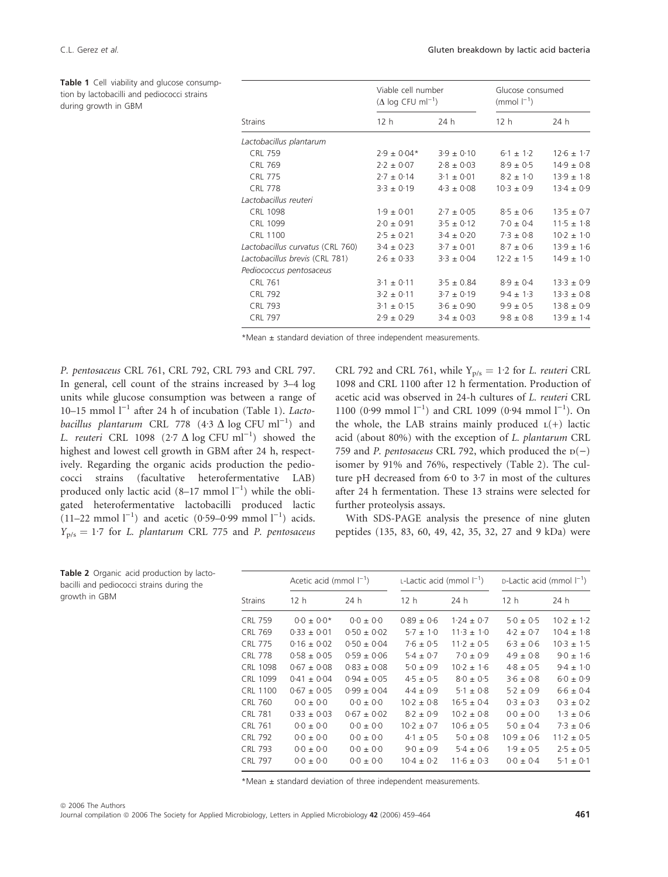**Table 1** Cell viability and glucose consumption by lactobacilli and pediococci strains during growth in GBM

| Strains | Viable cell number ($\Delta$ log CFU ml$^{-1}$) | | Glucose consumed (mmol l$^{-1}$) | |
|---|---|---|---|---|
| | 12 h | 24 h | 12 h | 24 h |
| *Lactobacillus plantarum* | | | | |
| CRL 759 | 2·9 ± 0·04* | 3·9 ± 0·10 | 6·1 ± 1·2 | 12·6 ± 1·7 |
| CRL 769 | 2·2 ± 0·07 | 2·8 ± 0·03 | 8·9 ± 0·5 | 14·9 ± 0·8 |
| CRL 775 | 2·7 ± 0·14 | 3·1 ± 0·01 | 8·2 ± 1·0 | 13·9 ± 1·8 |
| CRL 778 | 3·3 ± 0·19 | 4·3 ± 0·08 | 10·3 ± 0·9 | 13·4 ± 0·9 |
| *Lactobacillus reuteri* | | | | |
| CRL 1098 | 1·9 ± 0·01 | 2·7 ± 0·05 | 8·5 ± 0·6 | 13·5 ± 0·7 |
| CRL 1099 | 2·0 ± 0·91 | 3·5 ± 0·12 | 7·0 ± 0·4 | 11·5 ± 1·8 |
| CRL 1100 | 2·5 ± 0·21 | 3·4 ± 0·20 | 7·3 ± 0·8 | 10·2 ± 1·0 |
| *Lactobacillus curvatus* (CRL 760) | 3·4 ± 0·23 | 3·7 ± 0·01 | 8·7 ± 0·6 | 13·9 ± 1·6 |
| *Lactobacillus brevis* (CRL 781) | 2·6 ± 0·33 | 3·3 ± 0·04 | 12·2 ± 1·5 | 14·9 ± 1·0 |
| *Pediococcus pentosaceus* | | | | |
| CRL 761 | 3·1 ± 0·11 | 3·5 ± 0.84 | 8·9 ± 0·4 | 13·3 ± 0·9 |
| CRL 792 | 3·2 ± 0·11 | 3·7 ± 0·19 | 9·4 ± 1·3 | 13·3 ± 0·8 |
| CRL 793 | 3·1 ± 0·15 | 3·6 ± 0·90 | 9·9 ± 0·5 | 13·8 ± 0·9 |
| CRL 797 | 2·9 ± 0·29 | 3·4 ± 0·03 | 9·8 ± 0·8 | 13·9 ± 1·4 |

*Mean ± standard deviation of three independent measurements.

*P. pentosaceus* CRL 761, CRL 792, CRL 793 and CRL 797. In general, cell count of the strains increased by 3–4 log units while glucose consumption was between a range of 10–15 mmol l$^{-1}$ after 24 h of incubation (Table 1). *Lactobacillus plantarum* CRL 778 (4·3 $\Delta$ log CFU ml$^{-1}$) and *L. reuteri* CRL 1098 (2·7 $\Delta$ log CFU ml$^{-1}$) showed the highest and lowest cell growth in GBM after 24 h, respectively. Regarding the organic acids production the pediococci strains (facultative heterofermentative LAB) produced only lactic acid (8–17 mmol l$^{-1}$) while the obligated heterofermentative lactobacilli produced lactic (11–22 mmol l$^{-1}$) and acetic (0·59–0·99 mmol l$^{-1}$) acids. $Y_{p/s} = 1{\cdot}7$ for *L. plantarum* CRL 775 and *P. pentosaceus* CRL 792 and CRL 761, while $Y_{p/s} = 1{\cdot}2$ for *L. reuteri* CRL 1098 and CRL 1100 after 12 h fermentation. Production of acetic acid was observed in 24-h cultures of *L. reuteri* CRL 1100 (0·99 mmol l$^{-1}$) and CRL 1099 (0·94 mmol l$^{-1}$). On the whole, the LAB strains mainly produced L(+) lactic acid (about 80%) with the exception of *L. plantarum* CRL 759 and *P. pentosaceus* CRL 792, which produced the D(−) isomer by 91% and 76%, respectively (Table 2). The culture pH decreased from 6·0 to 3·7 in most of the cultures after 24 h fermentation. These 13 strains were selected for further proteolysis assays.

With SDS-PAGE analysis the presence of nine gluten peptides (135, 83, 60, 49, 42, 35, 32, 27 and 9 kDa) were

**Table 2** Organic acid production by lactobacilli and pediococci strains during the growth in GBM

| Strains | Acetic acid (mmol l$^{-1}$) | | L-Lactic acid (mmol l$^{-1}$) | | D-Lactic acid (mmol l$^{-1}$) | |
|---|---|---|---|---|---|---|
| | 12 h | 24 h | 12 h | 24 h | 12 h | 24 h |
| CRL 759 | 0·0 ± 0·0* | 0·0 ± 0·0 | 0·89 ± 0·6 | 1·24 ± 0·7 | 5·0 ± 0·5 | 10·2 ± 1·2 |
| CRL 769 | 0·33 ± 0·01 | 0·50 ± 0·02 | 5·7 ± 1·0 | 11·3 ± 1·0 | 4·2 ± 0·7 | 10·4 ± 1·8 |
| CRL 775 | 0·16 ± 0·02 | 0·50 ± 0·04 | 7·6 ± 0·5 | 11·2 ± 0·5 | 6·3 ± 0·6 | 10·3 ± 1·5 |
| CRL 778 | 0·58 ± 0·05 | 0·59 ± 0·06 | 5·4 ± 0·7 | 7·0 ± 0·9 | 4·9 ± 0·8 | 9·0 ± 1·6 |
| CRL 1098 | 0·67 ± 0·08 | 0·83 ± 0·08 | 5·0 ± 0·9 | 10·2 ± 1·6 | 4·8 ± 0·5 | 9·4 ± 1·0 |
| CRL 1099 | 0·41 ± 0·04 | 0·94 ± 0·05 | 4·5 ± 0·5 | 8·0 ± 0·5 | 3·6 ± 0·8 | 6·0 ± 0·9 |
| CRL 1100 | 0·67 ± 0·05 | 0·99 ± 0·04 | 7·3 ± 0·9 | 5·1 ± 0·8 | 5·2 ± 0·9 | 6·6 ± 0·4 |
| CRL 760 | 0·0 ± 0·0 | 0·0 ± 0·0 | 10·2 ± 0·8 | 16·5 ± 0·4 | 0·3 ± 0·3 | 0·3 ± 0·2 |
| CRL 781 | 0·33 ± 0·03 | 0·67 ± 0·02 | 8·2 ± 0·9 | 10·2 ± 0·8 | 0·0 ± 0·0 | 1·3 ± 0·6 |
| CRL 761 | 0·0 ± 0·0 | 0·0 ± 0·0 | 10·2 ± 0·7 | 10·6 ± 0·5 | 5·0 ± 0·4 | 7·3 ± 0·6 |
| CRL 792 | 0·0 ± 0·0 | 0·0 ± 0·0 | 4·1 ± 0·5 | 5·0 ± 0·8 | 10·9 ± 0·6 | 11·2 ± 0·5 |
| CRL 793 | 0·0 ± 0·0 | 0·0 ± 0·0 | 9·0 ± 0·9 | 5·4 ± 0·6 | 1·9 ± 0·5 | 2·5 ± 0·5 |
| CRL 797 | 0·0 ± 0·0 | 0·0 ± 0·0 | 10·4 ± 0·2 | 11·6 ± 0·3 | 0·0 ± 0·4 | 5·1 ± 0·1 |

*Mean ± standard deviation of three independent measurements.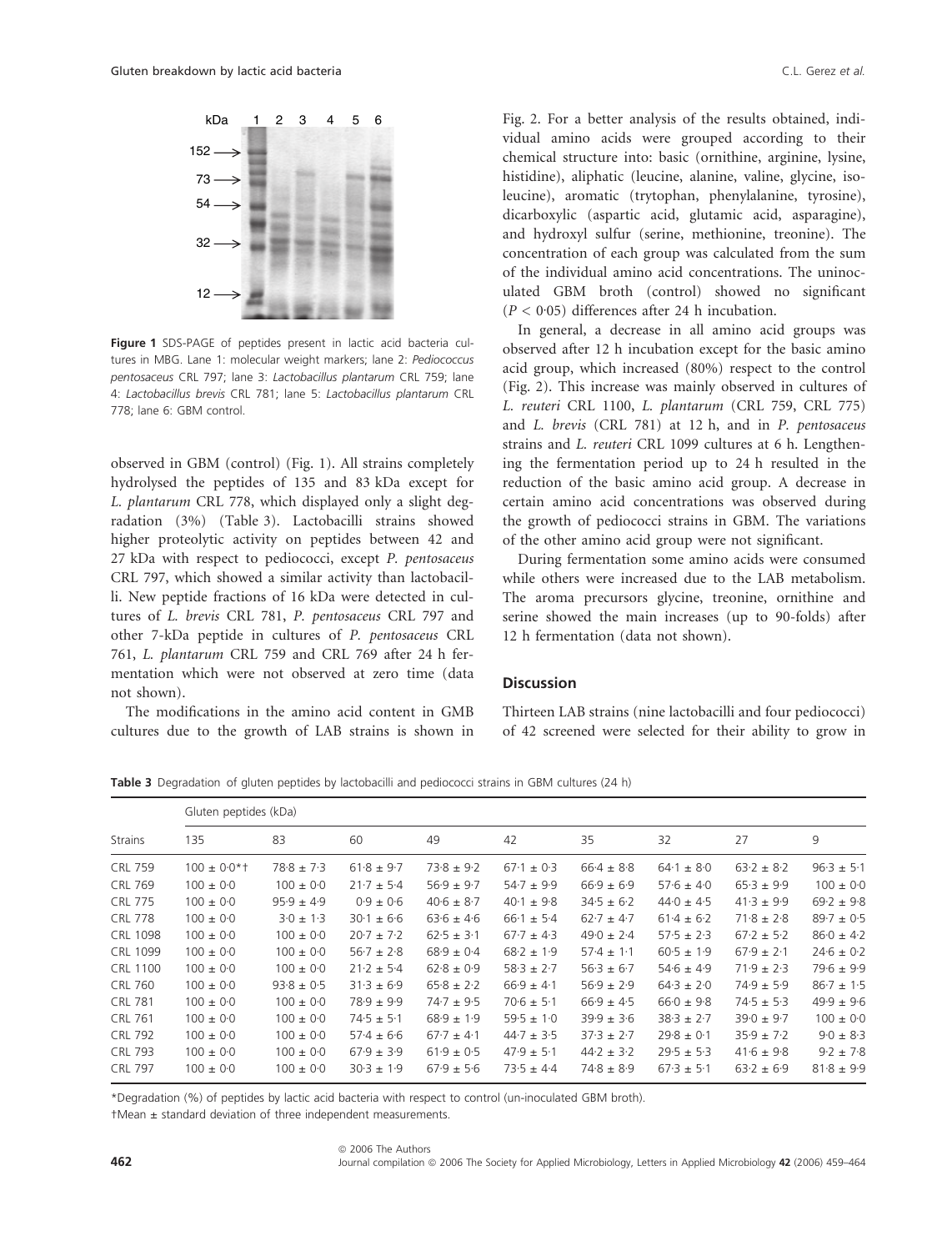Figure 1 SDS-PAGE of peptides present in lactic acid bacteria cultures in MBG. Lane 1: molecular weight markers; lane 2: *Pediococcus pentosaceus* CRL 797; lane 3: *Lactobacillus plantarum* CRL 759; lane 4: *Lactobacillus brevis* CRL 781; lane 5: *Lactobacillus plantarum* CRL 778; lane 6: GBM control.

observed in GBM (control) (Fig. 1). All strains completely hydrolysed the peptides of 135 and 83 kDa except for *L. plantarum* CRL 778, which displayed only a slight degradation (3%) (Table 3). Lactobacilli strains showed higher proteolytic activity on peptides between 42 and 27 kDa with respect to pediococci, except *P. pentosaceus* CRL 797, which showed a similar activity than lactobacilli. New peptide fractions of 16 kDa were detected in cultures of *L. brevis* CRL 781, *P. pentosaceus* CRL 797 and other 7-kDa peptide in cultures of *P. pentosaceus* CRL 761, *L. plantarum* CRL 759 and CRL 769 after 24 h fermentation which were not observed at zero time (data not shown).

The modifications in the amino acid content in GMB cultures due to the growth of LAB strains is shown in Fig. 2. For a better analysis of the results obtained, individual amino acids were grouped according to their chemical structure into: basic (ornithine, arginine, lysine, histidine), aliphatic (leucine, alanine, valine, glycine, isoleucine), aromatic (trytophan, phenylalanine, tyrosine), dicarboxylic (aspartic acid, glutamic acid, asparagine), and hydroxyl sulfur (serine, methionine, treonine). The concentration of each group was calculated from the sum of the individual amino acid concentrations. The uninoculated GBM broth (control) showed no significant ($P < 0.05$) differences after 24 h incubation.

In general, a decrease in all amino acid groups was observed after 12 h incubation except for the basic amino acid group, which increased (80%) respect to the control (Fig. 2). This increase was mainly observed in cultures of *L. reuteri* CRL 1100, *L. plantarum* (CRL 759, CRL 775) and *L. brevis* (CRL 781) at 12 h, and in *P. pentosaceus* strains and *L. reuteri* CRL 1099 cultures at 6 h. Lengthening the fermentation period up to 24 h resulted in the reduction of the basic amino acid group. A decrease in certain amino acid concentrations was observed during the growth of pediococci strains in GBM. The variations of the other amino acid group were not significant.

During fermentation some amino acids were consumed while others were increased due to the LAB metabolism. The aroma precursors glycine, treonine, ornithine and serine showed the main increases (up to 90-folds) after 12 h fermentation (data not shown).

## Discussion

Thirteen LAB strains (nine lactobacilli and four pediococci) of 42 screened were selected for their ability to grow in

Table 3 Degradation of gluten peptides by lactobacilli and pediococci strains in GBM cultures (24 h)

| Strains | Gluten peptides (kDa) | | | | | | | | |
|---|---|---|---|---|---|---|---|---|---|
| | 135 | 83 | 60 | 49 | 42 | 35 | 32 | 27 | 9 |
| CRL 759 | 100 ± 0·0*† | 78·8 ± 7·3 | 61·8 ± 9·7 | 73·8 ± 9·2 | 67·1 ± 0·3 | 66·4 ± 8·8 | 64·1 ± 8·0 | 63·2 ± 8·2 | 96·3 ± 5·1 |
| CRL 769 | 100 ± 0·0 | 100 ± 0·0 | 21·7 ± 5·4 | 56·9 ± 9·7 | 54·7 ± 9·9 | 66·9 ± 6·9 | 57·6 ± 4·0 | 65·3 ± 9·9 | 100 ± 0·0 |
| CRL 775 | 100 ± 0·0 | 95·9 ± 4·9 | 0·9 ± 0·6 | 40·6 ± 8·7 | 40·1 ± 9·8 | 34·5 ± 6·2 | 44·0 ± 4·5 | 41·3 ± 9·9 | 69·2 ± 9·8 |
| CRL 778 | 100 ± 0·0 | 3·0 ± 1·3 | 30·1 ± 6·6 | 63·6 ± 4·6 | 66·1 ± 5·4 | 62·7 ± 4·7 | 61·4 ± 6·2 | 71·8 ± 2·8 | 89·7 ± 0·5 |
| CRL 1098 | 100 ± 0·0 | 100 ± 0·0 | 20·7 ± 7·2 | 62·5 ± 3·1 | 67·7 ± 4·3 | 49·0 ± 2·4 | 57·5 ± 2·3 | 67·2 ± 5·2 | 86·0 ± 4·2 |
| CRL 1099 | 100 ± 0·0 | 100 ± 0·0 | 56·7 ± 2·8 | 68·9 ± 0·4 | 68·2 ± 1·9 | 57·4 ± 1·1 | 60·5 ± 1·9 | 67·9 ± 2·1 | 24·6 ± 0·2 |
| CRL 1100 | 100 ± 0·0 | 100 ± 0·0 | 21·2 ± 5·4 | 62·8 ± 0·9 | 58·3 ± 2·7 | 56·3 ± 6·7 | 54·6 ± 4·9 | 71·9 ± 2·3 | 79·6 ± 9·9 |
| CRL 760 | 100 ± 0·0 | 93·8 ± 0·5 | 31·3 ± 6·9 | 65·8 ± 2·2 | 66·9 ± 4·1 | 56·9 ± 2·9 | 64·3 ± 2·0 | 74·9 ± 5·9 | 86·7 ± 1·5 |
| CRL 781 | 100 ± 0·0 | 100 ± 0·0 | 78·9 ± 9·9 | 74·7 ± 9·5 | 70·6 ± 5·1 | 66·9 ± 4·5 | 66·0 ± 9·8 | 74·5 ± 5·3 | 49·9 ± 9·6 |
| CRL 761 | 100 ± 0·0 | 100 ± 0·0 | 74·5 ± 5·1 | 68·9 ± 1·9 | 59·5 ± 1·0 | 39·9 ± 3·6 | 38·3 ± 2·7 | 39·0 ± 9·7 | 100 ± 0·0 |
| CRL 792 | 100 ± 0·0 | 100 ± 0·0 | 57·4 ± 6·6 | 67·7 ± 4·1 | 44·7 ± 3·5 | 37·3 ± 2·7 | 29·8 ± 0·1 | 35·9 ± 7·2 | 9·0 ± 8·3 |
| CRL 793 | 100 ± 0·0 | 100 ± 0·0 | 67·9 ± 3·9 | 61·9 ± 0·5 | 47·9 ± 5·1 | 44·2 ± 3·2 | 29·5 ± 5·3 | 41·6 ± 9·8 | 9·2 ± 7·8 |
| CRL 797 | 100 ± 0·0 | 100 ± 0·0 | 30·3 ± 1·9 | 67·9 ± 5·6 | 73·5 ± 4·4 | 74·8 ± 8·9 | 67·3 ± 5·1 | 63·2 ± 6·9 | 81·8 ± 9·9 |

*Degradation (%) of peptides by lactic acid bacteria with respect to control (un-inoculated GBM broth).

†Mean ± standard deviation of three independent measurements.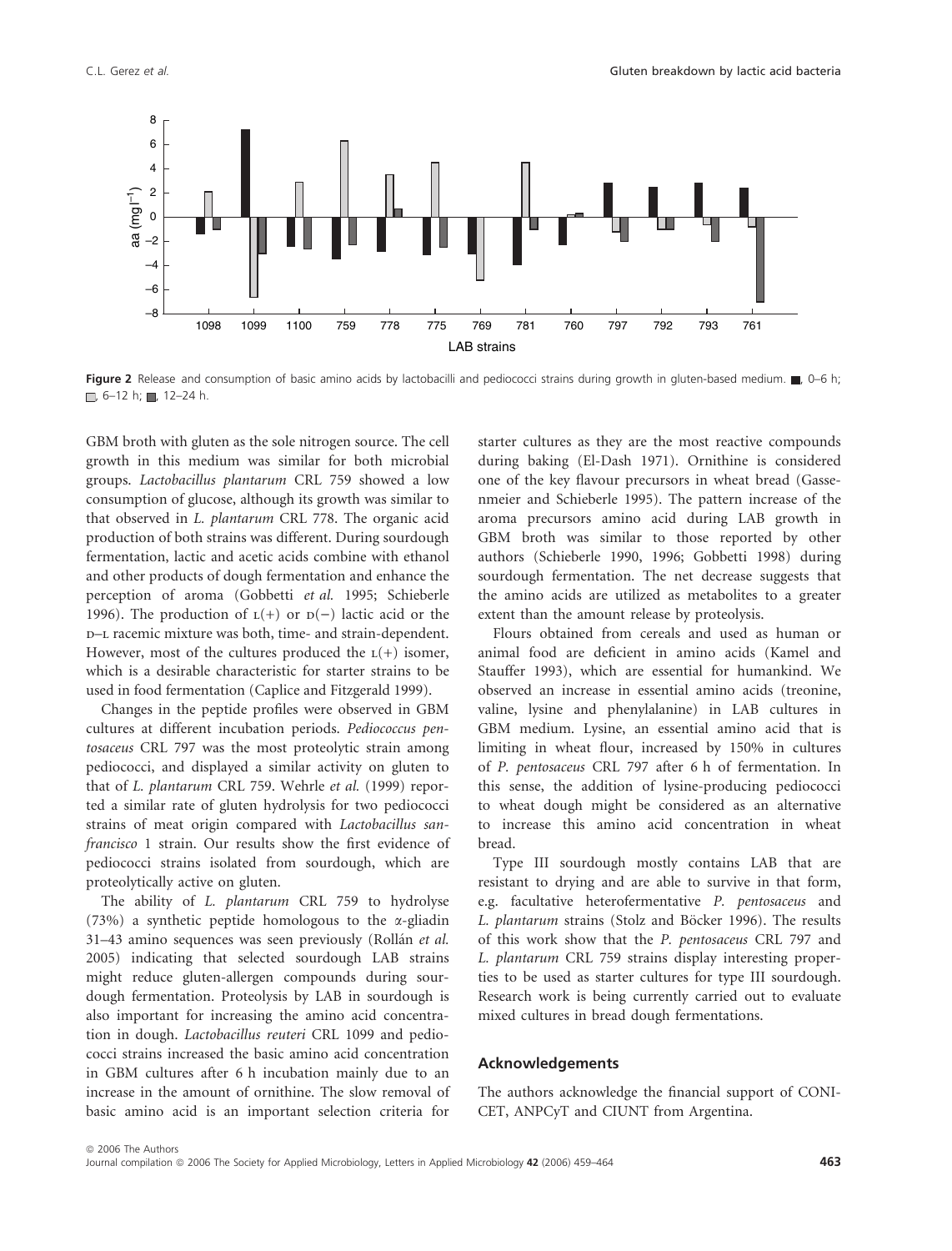**Figure 2** Release and consumption of basic amino acids by lactobacilli and pediococci strains during growth in gluten-based medium. ■, 0–6 h; □, 6–12 h; ■, 12–24 h.

GBM broth with gluten as the sole nitrogen source. The cell growth in this medium was similar for both microbial groups. *Lactobacillus plantarum* CRL 759 showed a low consumption of glucose, although its growth was similar to that observed in *L. plantarum* CRL 778. The organic acid production of both strains was different. During sourdough fermentation, lactic and acetic acids combine with ethanol and other products of dough fermentation and enhance the perception of aroma (Gobbetti *et al.* 1995; Schieberle 1996). The production of L(+) or D(−) lactic acid or the D–L racemic mixture was both, time- and strain-dependent. However, most of the cultures produced the L(+) isomer, which is a desirable characteristic for starter strains to be used in food fermentation (Caplice and Fitzgerald 1999).

Changes in the peptide profiles were observed in GBM cultures at different incubation periods. *Pediococcus pentosaceus* CRL 797 was the most proteolytic strain among pediococci, and displayed a similar activity on gluten to that of *L. plantarum* CRL 759. Wehrle *et al.* (1999) reported a similar rate of gluten hydrolysis for two pediococci strains of meat origin compared with *Lactobacillus sanfrancisco* 1 strain. Our results show the first evidence of pediococci strains isolated from sourdough, which are proteolytically active on gluten.

The ability of *L. plantarum* CRL 759 to hydrolyse (73%) a synthetic peptide homologous to the α-gliadin 31–43 amino sequences was seen previously (Rollán *et al.* 2005) indicating that selected sourdough LAB strains might reduce gluten-allergen compounds during sourdough fermentation. Proteolysis by LAB in sourdough is also important for increasing the amino acid concentration in dough. *Lactobacillus reuteri* CRL 1099 and pediococci strains increased the basic amino acid concentration in GBM cultures after 6 h incubation mainly due to an increase in the amount of ornithine. The slow removal of basic amino acid is an important selection criteria for starter cultures as they are the most reactive compounds during baking (El-Dash 1971). Ornithine is considered one of the key flavour precursors in wheat bread (Gassenmeier and Schieberle 1995). The pattern increase of the aroma precursors amino acid during LAB growth in GBM broth was similar to those reported by other authors (Schieberle 1990, 1996; Gobbetti 1998) during sourdough fermentation. The net decrease suggests that the amino acids are utilized as metabolites to a greater extent than the amount release by proteolysis.

Flours obtained from cereals and used as human or animal food are deficient in amino acids (Kamel and Stauffer 1993), which are essential for humankind. We observed an increase in essential amino acids (treonine, valine, lysine and phenylalanine) in LAB cultures in GBM medium. Lysine, an essential amino acid that is limiting in wheat flour, increased by 150% in cultures of *P. pentosaceus* CRL 797 after 6 h of fermentation. In this sense, the addition of lysine-producing pediococci to wheat dough might be considered as an alternative to increase this amino acid concentration in wheat bread.

Type III sourdough mostly contains LAB that are resistant to drying and are able to survive in that form, e.g. facultative heterofermentative *P. pentosaceus* and *L. plantarum* strains (Stolz and Böcker 1996). The results of this work show that the *P. pentosaceus* CRL 797 and *L. plantarum* CRL 759 strains display interesting properties to be used as starter cultures for type III sourdough. Research work is being currently carried out to evaluate mixed cultures in bread dough fermentations.

## Acknowledgements

The authors acknowledge the financial support of CONICET, ANPCyT and CIUNT from Argentina.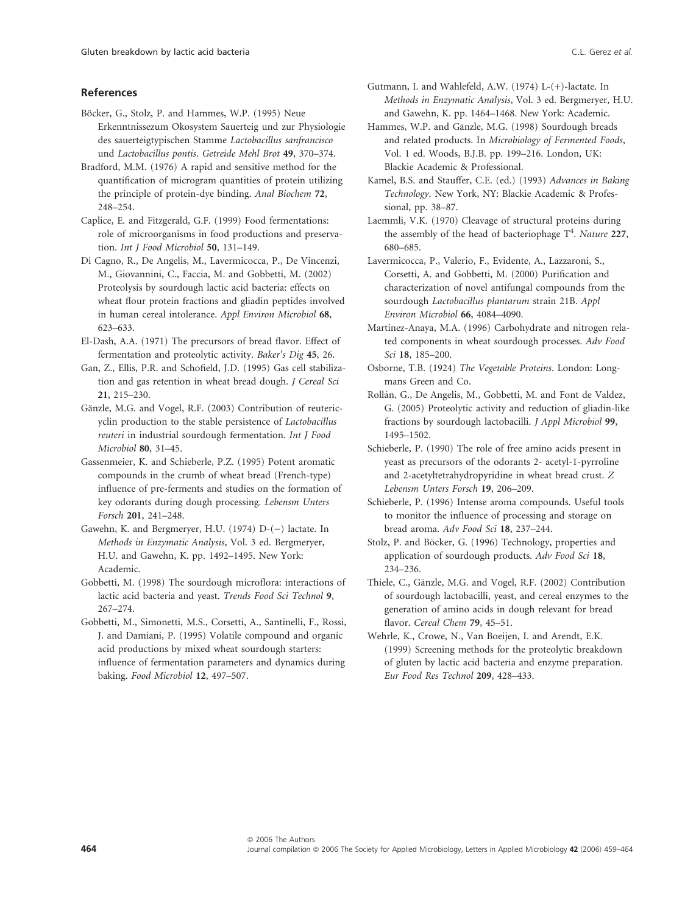## References

Böcker, G., Stolz, P. and Hammes, W.P. (1995) Neue Erkenntnissezum Okosystem Sauerteig und zur Physiologie des sauerteigtypischen Stamme *Lactobacillus sanfrancisco* und *Lactobacillus pontis*. *Getreide Mehl Brot* **49**, 370–374.

Bradford, M.M. (1976) A rapid and sensitive method for the quantification of microgram quantities of protein utilizing the principle of protein-dye binding. *Anal Biochem* **72**, 248–254.

Caplice, E. and Fitzgerald, G.F. (1999) Food fermentations: role of microorganisms in food productions and preservation. *Int J Food Microbiol* **50**, 131–149.

Di Cagno, R., De Angelis, M., Lavermicocca, P., De Vincenzi, M., Giovannini, C., Faccia, M. and Gobbetti, M. (2002) Proteolysis by sourdough lactic acid bacteria: effects on wheat flour protein fractions and gliadin peptides involved in human cereal intolerance. *Appl Environ Microbiol* **68**, 623–633.

El-Dash, A.A. (1971) The precursors of bread flavor. Effect of fermentation and proteolytic activity. *Baker's Dig* **45**, 26.

Gan, Z., Ellis, P.R. and Schofield, J.D. (1995) Gas cell stabilization and gas retention in wheat bread dough. *J Cereal Sci* **21**, 215–230.

Gänzle, M.G. and Vogel, R.F. (2003) Contribution of reutericyclin production to the stable persistence of *Lactobacillus reuteri* in industrial sourdough fermentation. *Int J Food Microbiol* **80**, 31–45.

Gassenmeier, K. and Schieberle, P.Z. (1995) Potent aromatic compounds in the crumb of wheat bread (French-type) influence of pre-ferments and studies on the formation of key odorants during dough processing. *Lebensm Unters Forsch* **201**, 241–248.

Gawehn, K. and Bergmeryer, H.U. (1974) D-(−) lactate. In *Methods in Enzymatic Analysis*, Vol. 3 ed. Bergmeryer, H.U. and Gawehn, K. pp. 1492–1495. New York: Academic.

Gobbetti, M. (1998) The sourdough microflora: interactions of lactic acid bacteria and yeast. *Trends Food Sci Technol* **9**, 267–274.

Gobbetti, M., Simonetti, M.S., Corsetti, A., Santinelli, F., Rossi, J. and Damiani, P. (1995) Volatile compound and organic acid productions by mixed wheat sourdough starters: influence of fermentation parameters and dynamics during baking. *Food Microbiol* **12**, 497–507.

Gutmann, I. and Wahlefeld, A.W. (1974) L-(+)-lactate. In *Methods in Enzymatic Analysis*, Vol. 3 ed. Bergmeryer, H.U. and Gawehn, K. pp. 1464–1468. New York: Academic.

Hammes, W.P. and Gänzle, M.G. (1998) Sourdough breads and related products. In *Microbiology of Fermented Foods*, Vol. 1 ed. Woods, B.J.B. pp. 199–216. London, UK: Blackie Academic & Professional.

Kamel, B.S. and Stauffer, C.E. (ed.) (1993) *Advances in Baking Technology*. New York, NY: Blackie Academic & Professional, pp. 38–87.

Laemmli, V.K. (1970) Cleavage of structural proteins during the assembly of the head of bacteriophage T[4]. *Nature* **227**, 680–685.

Lavermicocca, P., Valerio, F., Evidente, A., Lazzaroni, S., Corsetti, A. and Gobbetti, M. (2000) Purification and characterization of novel antifungal compounds from the sourdough *Lactobacillus plantarum* strain 21B. *Appl Environ Microbiol* **66**, 4084–4090.

Martinez-Anaya, M.A. (1996) Carbohydrate and nitrogen related components in wheat sourdough processes. *Adv Food Sci* **18**, 185–200.

Osborne, T.B. (1924) *The Vegetable Proteins*. London: Longmans Green and Co.

Rollán, G., De Angelis, M., Gobbetti, M. and Font de Valdez, G. (2005) Proteolytic activity and reduction of gliadin-like fractions by sourdough lactobacilli. *J Appl Microbiol* **99**, 1495–1502.

Schieberle, P. (1990) The role of free amino acids present in yeast as precursors of the odorants 2- acetyl-1-pyrroline and 2-acetyltetrahydropyridine in wheat bread crust. *Z Lebensm Unters Forsch* **19**, 206–209.

Schieberle, P. (1996) Intense aroma compounds. Useful tools to monitor the influence of processing and storage on bread aroma. *Adv Food Sci* **18**, 237–244.

Stolz, P. and Böcker, G. (1996) Technology, properties and application of sourdough products. *Adv Food Sci* **18**, 234–236.

Thiele, C., Gänzle, M.G. and Vogel, R.F. (2002) Contribution of sourdough lactobacilli, yeast, and cereal enzymes to the generation of amino acids in dough relevant for bread flavor. *Cereal Chem* **79**, 45–51.

Wehrle, K., Crowe, N., Van Boeijen, I. and Arendt, E.K. (1999) Screening methods for the proteolytic breakdown of gluten by lactic acid bacteria and enzyme preparation. *Eur Food Res Technol* **209**, 428–433.